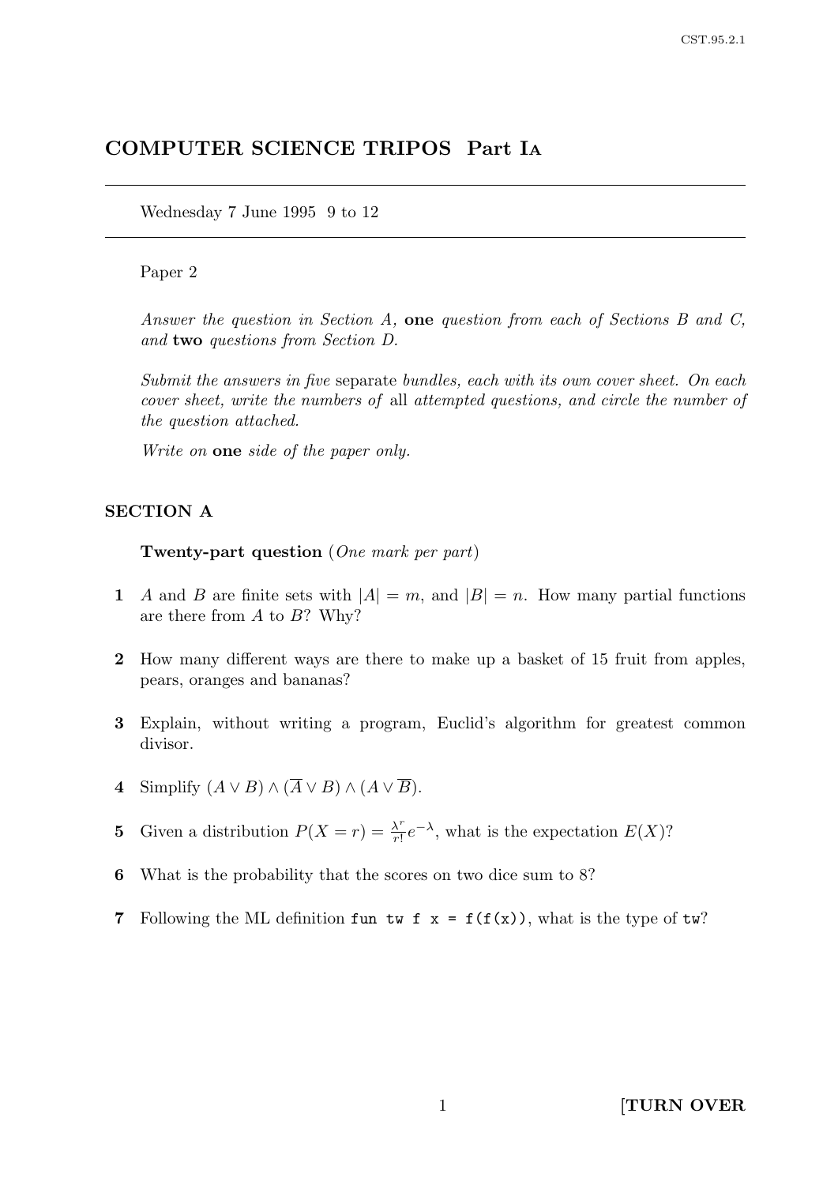# COMPUTER SCIENCE TRIPOS Part IA

Wednesday 7 June 1995 9 to 12

Paper 2

*Answer the question in Section A,* **one** *question from each of Sections B and C, and* **two** *questions from Section D.*

*Submit the answers in five* separate *bundles, each with its own cover sheet. On each cover sheet, write the numbers of* all *attempted questions, and circle the number of the question attached.*

*Write on* **one** *side of the paper only.*

## SECTION A

**Twenty-part question** (*One mark per part*)

**1** $A$ and $B$ are finite sets with $|A| = m$, and $|B| = n$. How many partial functions are there from $A$ to $B$? Why?

**2** How many different ways are there to make up a basket of 15 fruit from apples, pears, oranges and bananas?

**3** Explain, without writing a program, Euclid's algorithm for greatest common divisor.

**4** Simplify $(A \vee B) \wedge (\overline{A} \vee B) \wedge (A \vee \overline{B})$.

**5** Given a distribution $P(X = r) = \frac{\lambda^r}{r!}e^{-\lambda}$, what is the expectation $E(X)$?

**6** What is the probability that the scores on two dice sum to 8?

**7** Following the ML definition `fun tw f x = f(f(x))`, what is the type of `tw`?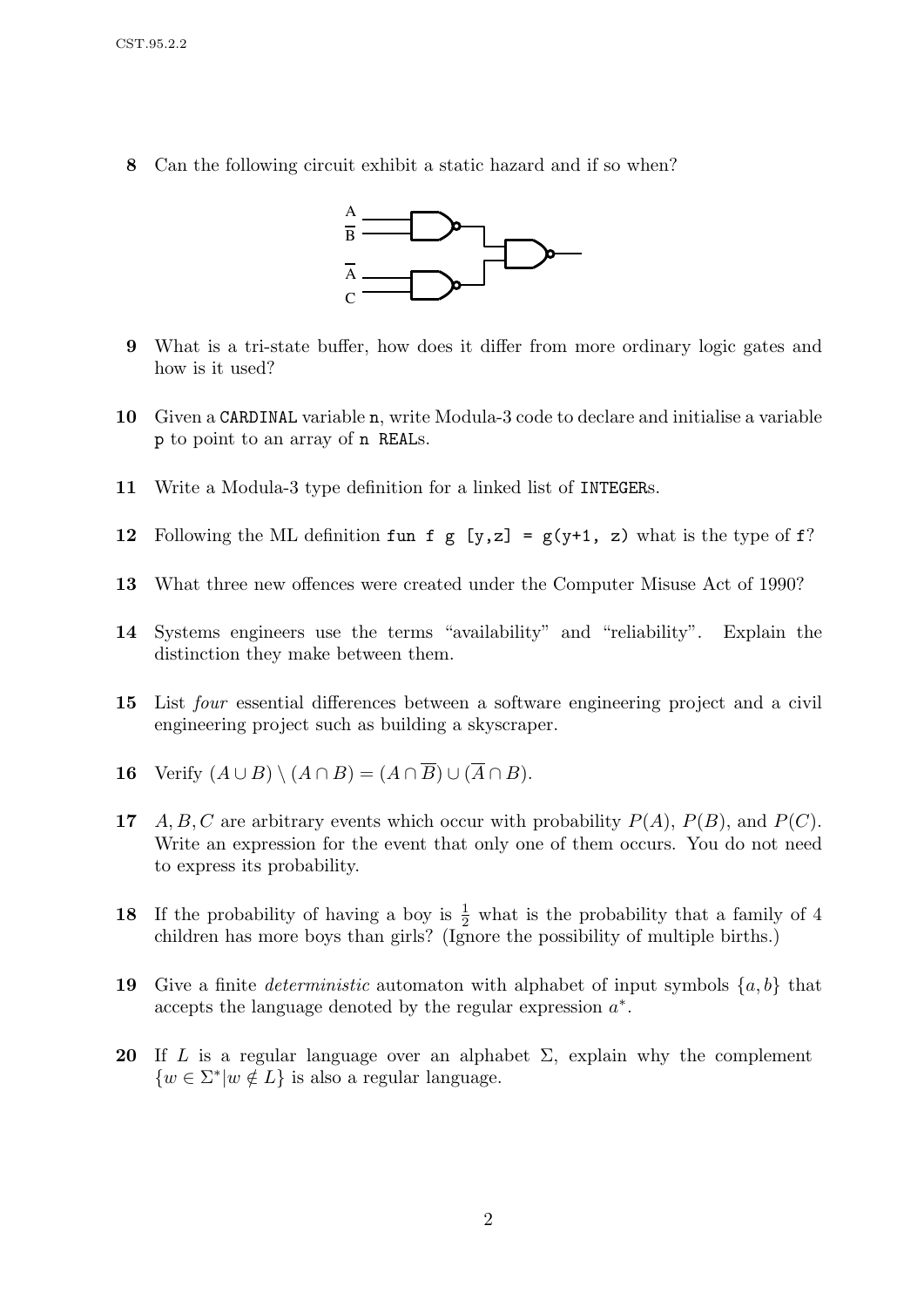**8** Can the following circuit exhibit a static hazard and if so when?

**9** What is a tri-state buffer, how does it differ from more ordinary logic gates and how is it used?

**10** Given a `CARDINAL` variable `n`, write Modula-3 code to declare and initialise a variable `p` to point to an array of `n` `REAL`s.

**11** Write a Modula-3 type definition for a linked list of `INTEGER`s.

**12** Following the ML definition `fun f g [y,z] = g(y+1, z)` what is the type of `f`?

**13** What three new offences were created under the Computer Misuse Act of 1990?

**14** Systems engineers use the terms "availability" and "reliability". Explain the distinction they make between them.

**15** List *four* essential differences between a software engineering project and a civil engineering project such as building a skyscraper.

**16** Verify $(A \cup B) \setminus (A \cap B) = (A \cap \overline{B}) \cup (\overline{A} \cap B)$.

**17** $A, B, C$ are arbitrary events which occur with probability $P(A)$, $P(B)$, and $P(C)$. Write an expression for the event that only one of them occurs. You do not need to express its probability.

**18** If the probability of having a boy is $\frac{1}{2}$ what is the probability that a family of 4 children has more boys than girls? (Ignore the possibility of multiple births.)

**19** Give a finite *deterministic* automaton with alphabet of input symbols $\{a, b\}$ that accepts the language denoted by the regular expression $a^*$.

**20** If $L$ is a regular language over an alphabet $\Sigma$, explain why the complement $\{w \in \Sigma^* | w \notin L\}$ is also a regular language.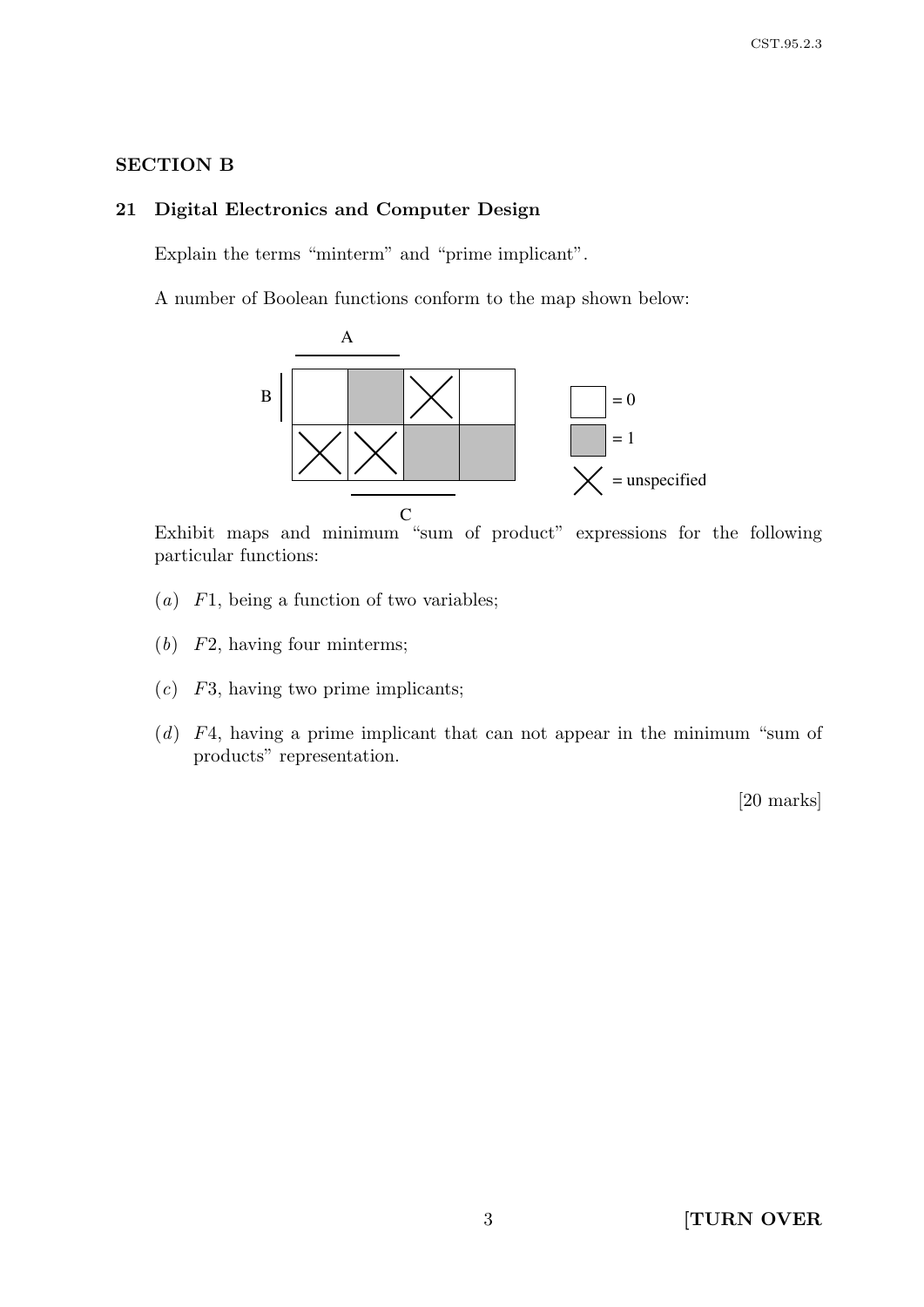## SECTION B

### 21 Digital Electronics and Computer Design

Explain the terms "minterm" and "prime implicant".

A number of Boolean functions conform to the map shown below:

Exhibit maps and minimum "sum of product" expressions for the following particular functions:

(*a*) $F1$, being a function of two variables;

(*b*) $F2$, having four minterms;

(*c*) $F3$, having two prime implicants;

(*d*) $F4$, having a prime implicant that can not appear in the minimum "sum of products" representation.

[20 marks]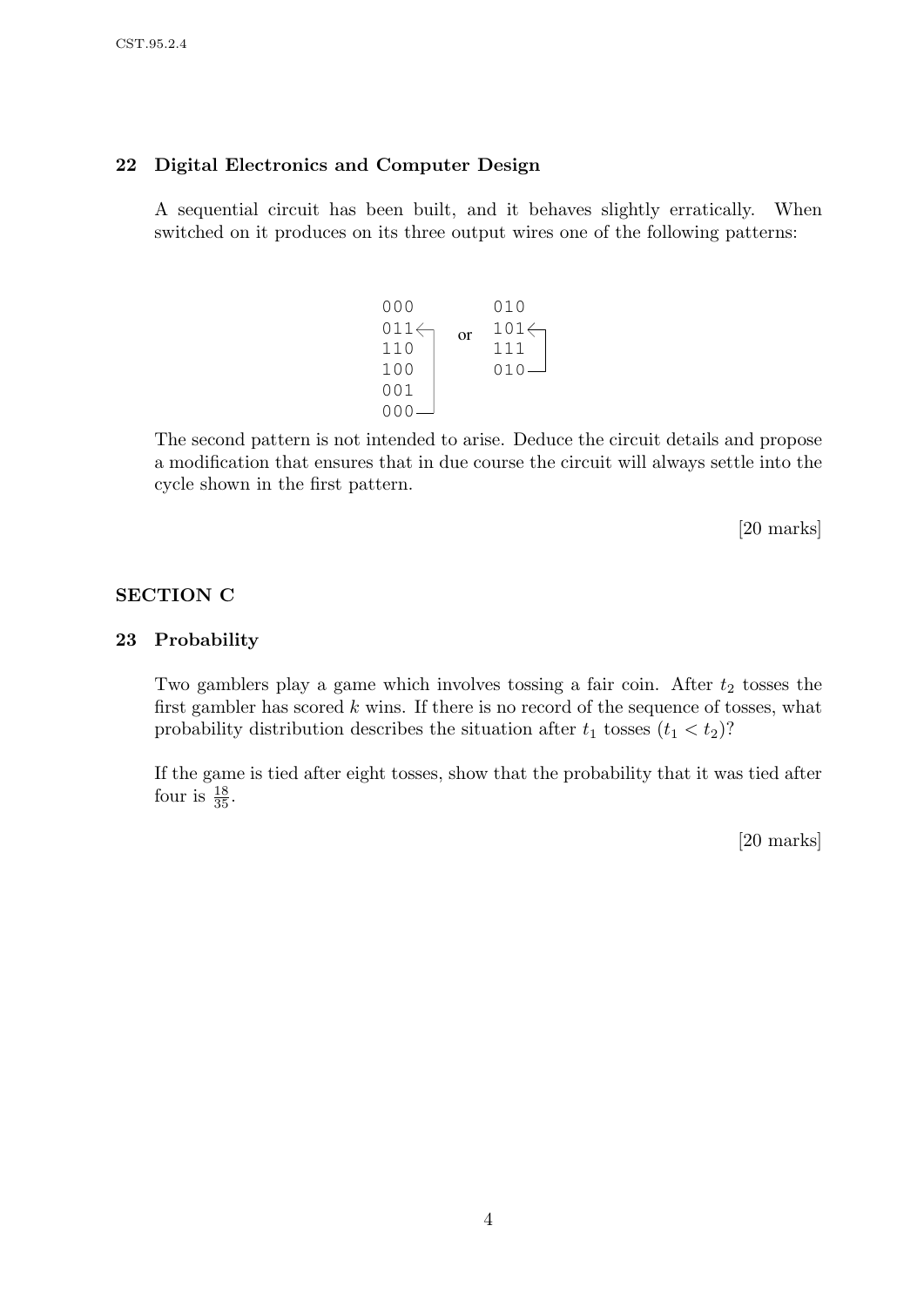## 22 Digital Electronics and Computer Design

A sequential circuit has been built, and it behaves slightly erratically. When switched on it produces on its three output wires one of the following patterns:

```
000           010
011 <-┐  or   101 <-┐
110   |       111   |
100   |       010 --┘
001   |
000 --┘
```

The second pattern is not intended to arise. Deduce the circuit details and propose a modification that ensures that in due course the circuit will always settle into the cycle shown in the first pattern.

[20 marks]

## SECTION C

## 23 Probability

Two gamblers play a game which involves tossing a fair coin. After $t_2$ tosses the first gambler has scored $k$ wins. If there is no record of the sequence of tosses, what probability distribution describes the situation after $t_1$ tosses ($t_1 < t_2$)?

If the game is tied after eight tosses, show that the probability that it was tied after four is $\frac{18}{35}$.

[20 marks]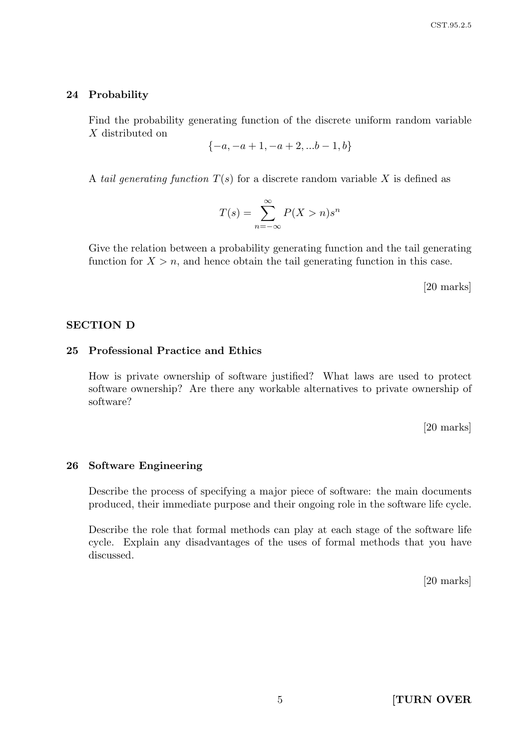## 24 Probability

Find the probability generating function of the discrete uniform random variable $X$ distributed on

$$\{-a, -a+1, -a+2, ...b-1, b\}$$

A *tail generating function* $T(s)$ for a discrete random variable $X$ is defined as

$$T(s) = \sum_{n=-\infty}^{\infty} P(X > n)s^n$$

Give the relation between a probability generating function and the tail generating function for $X > n$, and hence obtain the tail generating function in this case.

[20 marks]

# SECTION D

## 25 Professional Practice and Ethics

How is private ownership of software justified? What laws are used to protect software ownership? Are there any workable alternatives to private ownership of software?

[20 marks]

## 26 Software Engineering

Describe the process of specifying a major piece of software: the main documents produced, their immediate purpose and their ongoing role in the software life cycle.

Describe the role that formal methods can play at each stage of the software life cycle. Explain any disadvantages of the uses of formal methods that you have discussed.

[20 marks]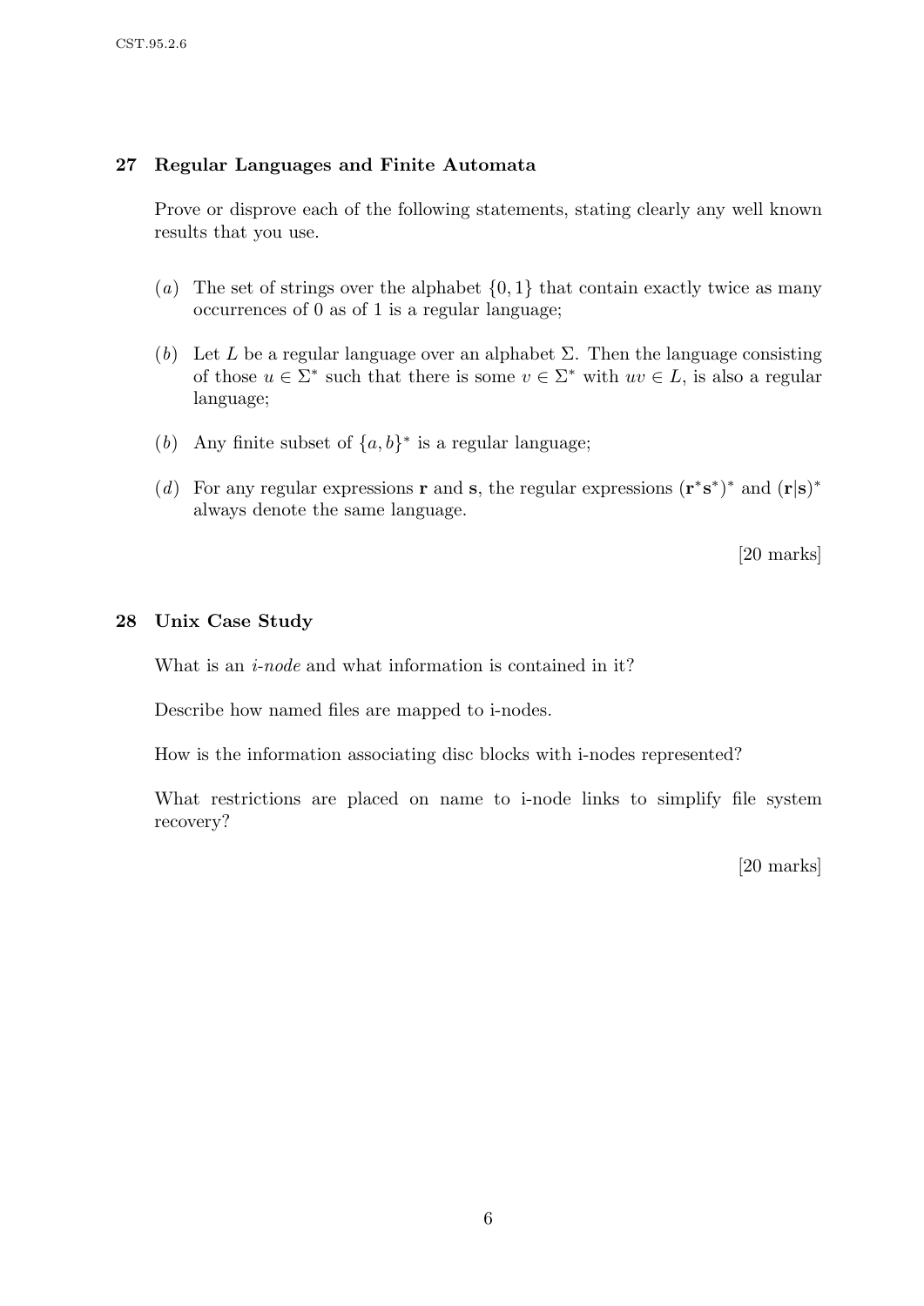## 27 Regular Languages and Finite Automata

Prove or disprove each of the following statements, stating clearly any well known results that you use.

(*a*) The set of strings over the alphabet $\{0, 1\}$ that contain exactly twice as many occurrences of 0 as of 1 is a regular language;

(*b*) Let $L$ be a regular language over an alphabet $\Sigma$. Then the language consisting of those $u \in \Sigma^*$ such that there is some $v \in \Sigma^*$ with $uv \in L$, is also a regular language;

(*b*) Any finite subset of $\{a, b\}^*$ is a regular language;

(*d*) For any regular expressions $\mathbf{r}$ and $\mathbf{s}$, the regular expressions $(\mathbf{r}^*\mathbf{s}^*)^*$ and $(\mathbf{r}|\mathbf{s})^*$ always denote the same language.

[20 marks]

## 28 Unix Case Study

What is an *i-node* and what information is contained in it?

Describe how named files are mapped to i-nodes.

How is the information associating disc blocks with i-nodes represented?

What restrictions are placed on name to i-node links to simplify file system recovery?

[20 marks]